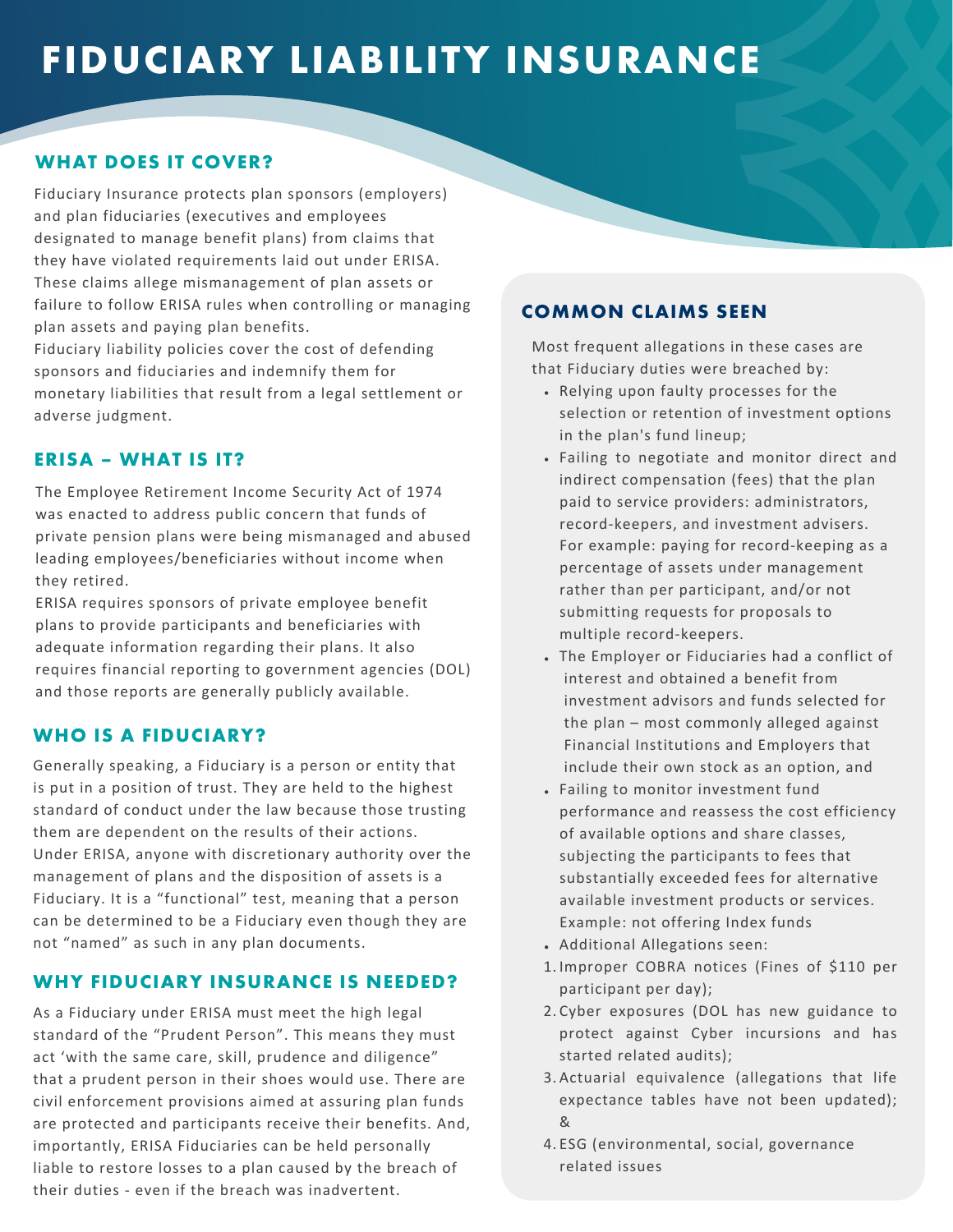# FIDUCIARY LIABILITY INSURANCE

## WHAT DOES IT COVER?

Fiduciary Insurance protects plan sponsors (employers) and plan fiduciaries (executives and employees designated to manage benefit plans) from claims that they have violated requirements laid out under ERISA. These claims allege mismanagement of plan assets or failure to follow ERISA rules when controlling or managing plan assets and paying plan benefits.

Fiduciary liability policies cover the cost of defending sponsors and fiduciaries and indemnify them for monetary liabilities that result from a legal settlement or adverse judgment.

## ERISA – WHAT IS IT?

The Employee Retirement Income Security Act of 1974 was enacted to address public concern that funds of private pension plans were being mismanaged and abused leading employees/beneficiaries without income when they retired.

ERISA requires sponsors of private employee benefit plans to provide participants and beneficiaries with adequate information regarding their plans. It also requires financial reporting to government agencies (DOL) and those reports are generally publicly available.

## WHO IS A FIDUCIARY?

Generally speaking, a Fiduciary is a person or entity that is put in a position of trust. They are held to the highest standard of conduct under the law because those trusting them are dependent on the results of their actions. Under ERISA, anyone with discretionary authority over the management of plans and the disposition of assets is a Fiduciary. It is a "functional" test, meaning that a person can be determined to be a Fiduciary even though they are not "named" as such in any plan documents.

## WHY FIDUCIARY INSURANCE IS NEEDED?

As a Fiduciary under ERISA must meet the high legal standard of the "Prudent Person". This means they must act 'with the same care, skill, prudence and diligence" that a prudent person in their shoes would use. There are civil enforcement provisions aimed at assuring plan funds are protected and participants receive their benefits. And, importantly, ERISA Fiduciaries can be held personally liable to restore losses to a plan caused by the breach of their duties - even if the breach was inadvertent.

## COMMON CLAIMS SEEN

Most frequent allegations in these cases are that Fiduciary duties were breached by:

- Relying upon faulty processes for the selection or retention of investment options in the plan's fund lineup;
- Failing to negotiate and monitor direct and indirect compensation (fees) that the plan paid to service providers: administrators, record-keepers, and investment advisers. For example: paying for record-keeping as a percentage of assets under management rather than per participant, and/or not submitting requests for proposals to multiple record-keepers.
- The Employer or Fiduciaries had a conflict of interest and obtained a benefit from investment advisors and funds selected for the plan – most commonly alleged against Financial Institutions and Employers that include their own stock as an option, and
- Failing to monitor investment fund performance and reassess the cost efficiency of available options and share classes, subjecting the participants to fees that substantially exceeded fees for alternative available investment products or services. Example: not offering Index funds
- Additional Allegations seen:

1. Improper COBRA notices (Fines of $110 per participant per day);
2. Cyber exposures (DOL has new guidance to protect against Cyber incursions and has started related audits);
3. Actuarial equivalence (allegations that life expectance tables have not been updated); &
4. ESG (environmental, social, governance related issues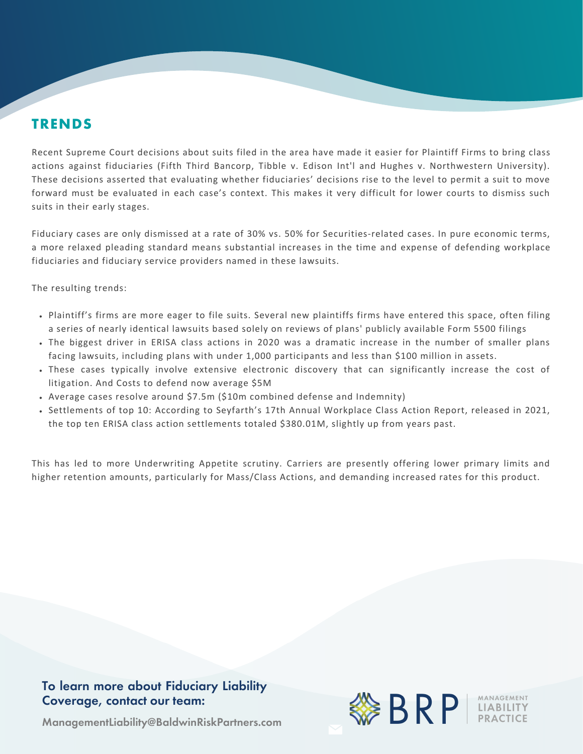## TRENDS

Recent Supreme Court decisions about suits filed in the area have made it easier for Plaintiff Firms to bring class actions against fiduciaries (Fifth Third Bancorp, Tibble v. Edison Int'l and Hughes v. Northwestern University). These decisions asserted that evaluating whether fiduciaries' decisions rise to the level to permit a suit to move forward must be evaluated in each case's context. This makes it very difficult for lower courts to dismiss such suits in their early stages.

Fiduciary cases are only dismissed at a rate of 30% vs. 50% for Securities-related cases. In pure economic terms, a more relaxed pleading standard means substantial increases in the time and expense of defending workplace fiduciaries and fiduciary service providers named in these lawsuits.

The resulting trends:

- Plaintiff's firms are more eager to file suits. Several new plaintiffs firms have entered this space, often filing a series of nearly identical lawsuits based solely on reviews of plans' publicly available Form 5500 filings
- The biggest driver in ERISA class actions in 2020 was a dramatic increase in the number of smaller plans facing lawsuits, including plans with under 1,000 participants and less than $100 million in assets.
- These cases typically involve extensive electronic discovery that can significantly increase the cost of litigation. And Costs to defend now average $5M
- Average cases resolve around $7.5m ($10m combined defense and Indemnity)
- Settlements of top 10: According to Seyfarth's 17th Annual Workplace Class Action Report, released in 2021, the top ten ERISA class action settlements totaled $380.01M, slightly up from years past.

This has led to more Underwriting Appetite scrutiny. Carriers are presently offering lower primary limits and higher retention amounts, particularly for Mass/Class Actions, and demanding increased rates for this product.

**To learn more about Fiduciary Liability Coverage, contact our team:**

ManagementLiability@BaldwinRiskPartners.com

BRP MANAGEMENT LIABILITY PRACTICE